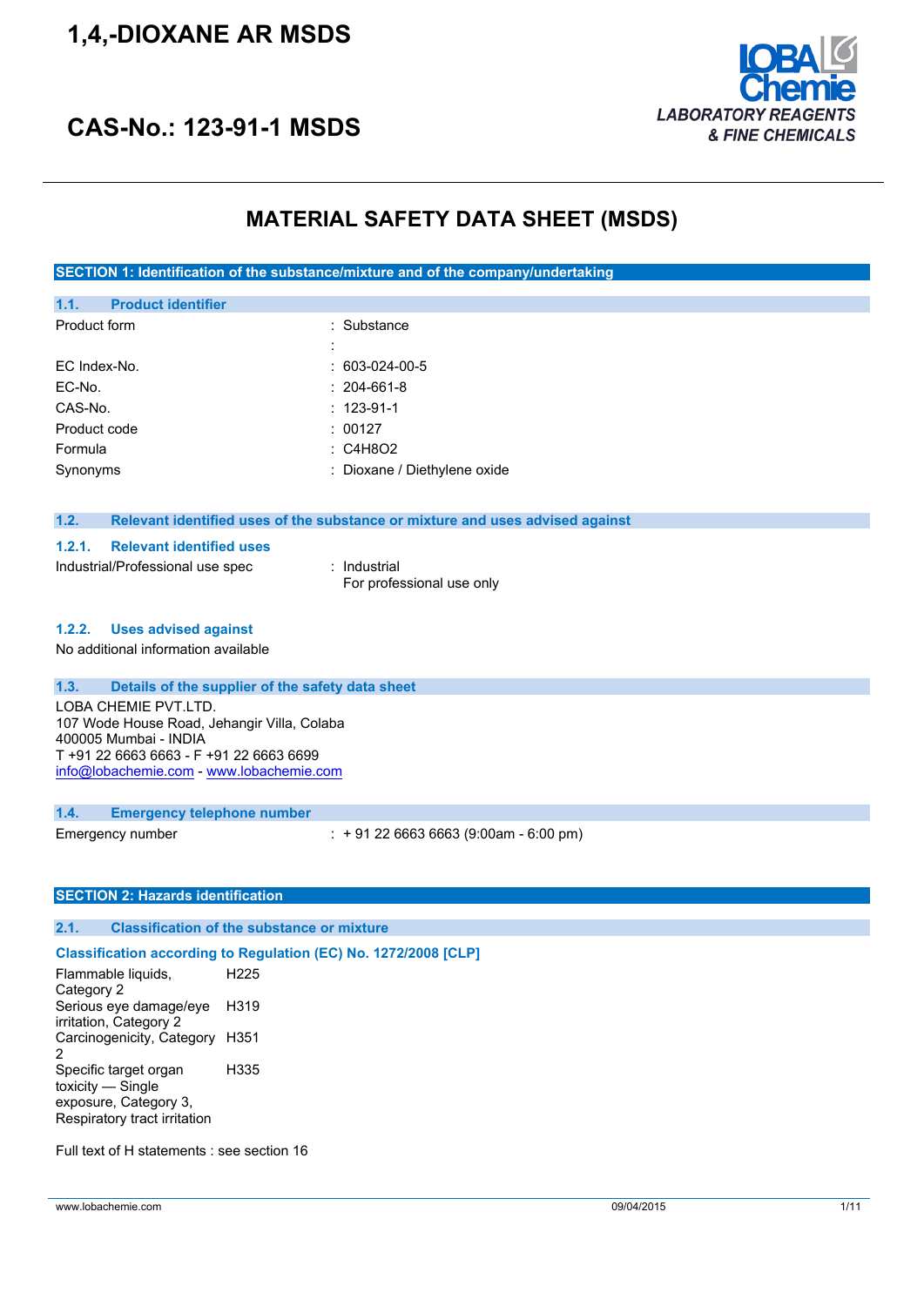# 1,4,-DIOXANE AR MSDS

# CAS-No.: 123-91-1 MSDS

LOBA Chemie
LABORATORY REAGENTS & FINE CHEMICALS

## MATERIAL SAFETY DATA SHEET (MSDS)

### SECTION 1: Identification of the substance/mixture and of the company/undertaking

#### 1.1. Product identifier

| | |
|---|---|
| Product form | : Substance |
| | : |
| EC Index-No. | : 603-024-00-5 |
| EC-No. | : 204-661-8 |
| CAS-No. | : 123-91-1 |
| Product code | : 00127 |
| Formula | : $C_4H_8O_2$ |
| Synonyms | : Dioxane / Diethylene oxide |

#### 1.2. Relevant identified uses of the substance or mixture and uses advised against

##### 1.2.1. Relevant identified uses

| | |
|---|---|
| Industrial/Professional use spec | : Industrial<br>For professional use only |

##### 1.2.2. Uses advised against

No additional information available

#### 1.3. Details of the supplier of the safety data sheet

LOBA CHEMIE PVT.LTD.
107 Wode House Road, Jehangir Villa, Colaba
400005 Mumbai - INDIA
T +91 22 6663 6663 - F +91 22 6663 6699
info@lobachemie.com - www.lobachemie.com

#### 1.4. Emergency telephone number

| | |
|---|---|
| Emergency number | : + 91 22 6663 6663 (9:00am - 6:00 pm) |

### SECTION 2: Hazards identification

#### 2.1. Classification of the substance or mixture

**Classification according to Regulation (EC) No. 1272/2008 [CLP]**

| | |
|---|---|
| Flammable liquids, Category 2 | H225 |
| Serious eye damage/eye irritation, Category 2 | H319 |
| Carcinogenicity, Category 2 | H351 |
| Specific target organ toxicity — Single exposure, Category 3, Respiratory tract irritation | H335 |

Full text of H statements : see section 16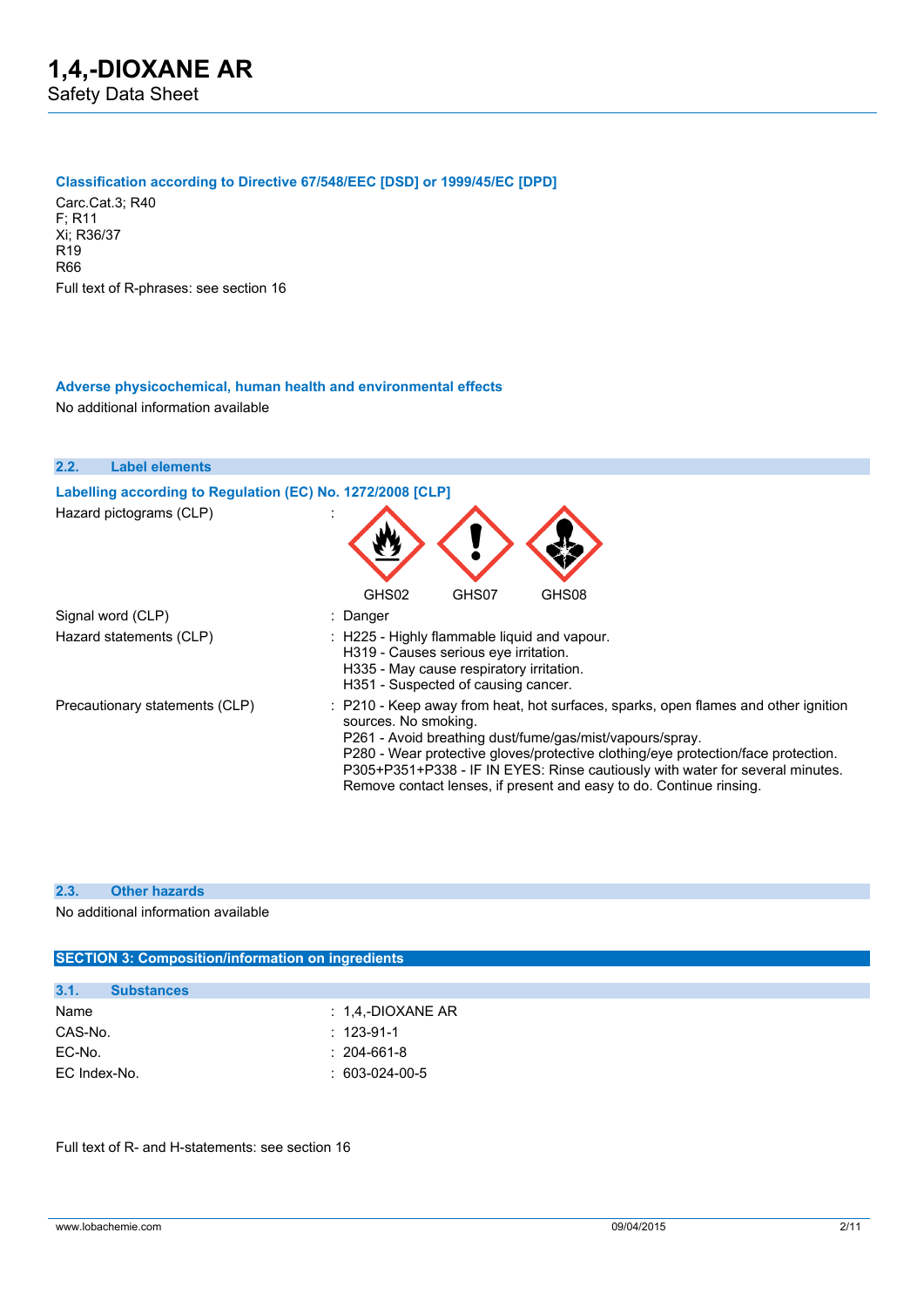#### Classification according to Directive 67/548/EEC [DSD] or 1999/45/EC [DPD]

Carc.Cat.3; R40
F; R11
Xi; R36/37
R19
R66

Full text of R-phrases: see section 16

#### Adverse physicochemical, human health and environmental effects

No additional information available

### 2.2. Label elements

#### Labelling according to Regulation (EC) No. 1272/2008 [CLP]

| | |
|---|---|
| Hazard pictograms (CLP) | : GHS02 GHS07 GHS08 |
| Signal word (CLP) | : Danger |
| Hazard statements (CLP) | : H225 - Highly flammable liquid and vapour.<br>H319 - Causes serious eye irritation.<br>H335 - May cause respiratory irritation.<br>H351 - Suspected of causing cancer. |
| Precautionary statements (CLP) | : P210 - Keep away from heat, hot surfaces, sparks, open flames and other ignition sources. No smoking.<br>P261 - Avoid breathing dust/fume/gas/mist/vapours/spray.<br>P280 - Wear protective gloves/protective clothing/eye protection/face protection.<br>P305+P351+P338 - IF IN EYES: Rinse cautiously with water for several minutes. Remove contact lenses, if present and easy to do. Continue rinsing. |

### 2.3. Other hazards

No additional information available

## SECTION 3: Composition/information on ingredients

### 3.1. Substances

| | |
|---|---|
| Name | : 1,4,-DIOXANE AR |
| CAS-No. | : 123-91-1 |
| EC-No. | : 204-661-8 |
| EC Index-No. | : 603-024-00-5 |

Full text of R- and H-statements: see section 16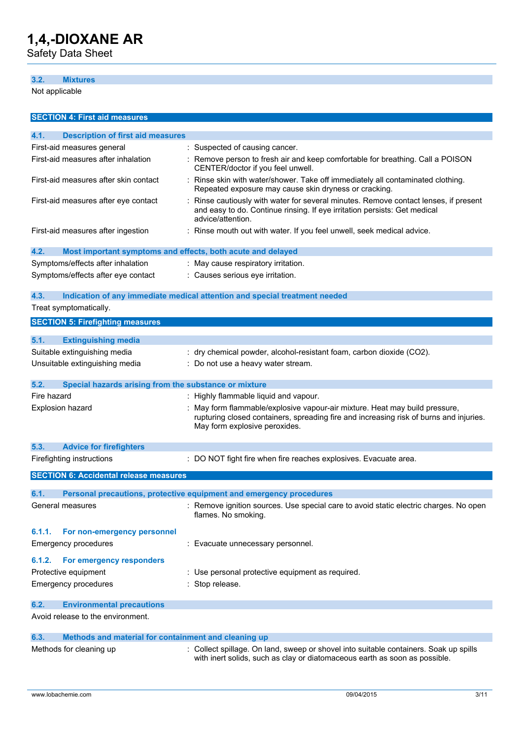### 3.2. Mixtures

Not applicable

## SECTION 4: First aid measures

### 4.1. Description of first aid measures

| | |
|---|---|
| First-aid measures general | : Suspected of causing cancer. |
| First-aid measures after inhalation | : Remove person to fresh air and keep comfortable for breathing. Call a POISON CENTER/doctor if you feel unwell. |
| First-aid measures after skin contact | : Rinse skin with water/shower. Take off immediately all contaminated clothing. Repeated exposure may cause skin dryness or cracking. |
| First-aid measures after eye contact | : Rinse cautiously with water for several minutes. Remove contact lenses, if present and easy to do. Continue rinsing. If eye irritation persists: Get medical advice/attention. |
| First-aid measures after ingestion | : Rinse mouth out with water. If you feel unwell, seek medical advice. |

### 4.2. Most important symptoms and effects, both acute and delayed

| | |
|---|---|
| Symptoms/effects after inhalation | : May cause respiratory irritation. |
| Symptoms/effects after eye contact | : Causes serious eye irritation. |

### 4.3. Indication of any immediate medical attention and special treatment needed

Treat symptomatically.

## SECTION 5: Firefighting measures

### 5.1. Extinguishing media

| | |
|---|---|
| Suitable extinguishing media | : dry chemical powder, alcohol-resistant foam, carbon dioxide ($CO_2$). |
| Unsuitable extinguishing media | : Do not use a heavy water stream. |

### 5.2. Special hazards arising from the substance or mixture

| | |
|---|---|
| Fire hazard | : Highly flammable liquid and vapour. |
| Explosion hazard | : May form flammable/explosive vapour-air mixture. Heat may build pressure, rupturing closed containers, spreading fire and increasing risk of burns and injuries. May form explosive peroxides. |

### 5.3. Advice for firefighters

| | |
|---|---|
| Firefighting instructions | : DO NOT fight fire when fire reaches explosives. Evacuate area. |

## SECTION 6: Accidental release measures

### 6.1. Personal precautions, protective equipment and emergency procedures

| | |
|---|---|
| General measures | : Remove ignition sources. Use special care to avoid static electric charges. No open flames. No smoking. |

#### 6.1.1. For non-emergency personnel

| | |
|---|---|
| Emergency procedures | : Evacuate unnecessary personnel. |

#### 6.1.2. For emergency responders

| | |
|---|---|
| Protective equipment | : Use personal protective equipment as required. |
| Emergency procedures | : Stop release. |

### 6.2. Environmental precautions

Avoid release to the environment.

### 6.3. Methods and material for containment and cleaning up

| | |
|---|---|
| Methods for cleaning up | : Collect spillage. On land, sweep or shovel into suitable containers. Soak up spills with inert solids, such as clay or diatomaceous earth as soon as possible. |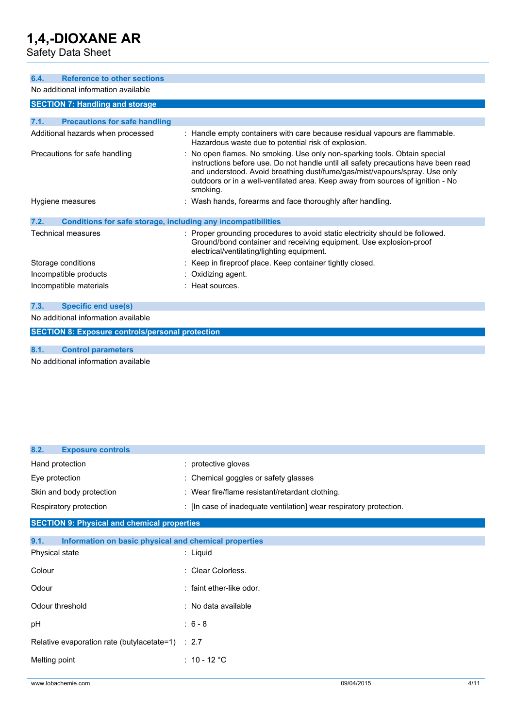### 6.4. Reference to other sections

No additional information available

## SECTION 7: Handling and storage

### 7.1. Precautions for safe handling

| | |
|---|---|
| Additional hazards when processed | : Handle empty containers with care because residual vapours are flammable. Hazardous waste due to potential risk of explosion. |
| Precautions for safe handling | : No open flames. No smoking. Use only non-sparking tools. Obtain special instructions before use. Do not handle until all safety precautions have been read and understood. Avoid breathing dust/fume/gas/mist/vapours/spray. Use only outdoors or in a well-ventilated area. Keep away from sources of ignition - No smoking. |
| Hygiene measures | : Wash hands, forearms and face thoroughly after handling. |

### 7.2. Conditions for safe storage, including any incompatibilities

| | |
|---|---|
| Technical measures | : Proper grounding procedures to avoid static electricity should be followed. Ground/bond container and receiving equipment. Use explosion-proof electrical/ventilating/lighting equipment. |
| Storage conditions | : Keep in fireproof place. Keep container tightly closed. |
| Incompatible products | : Oxidizing agent. |
| Incompatible materials | : Heat sources. |

### 7.3. Specific end use(s)

No additional information available

## SECTION 8: Exposure controls/personal protection

### 8.1. Control parameters

No additional information available

### 8.2. Exposure controls

| | |
|---|---|
| Hand protection | : protective gloves |
| Eye protection | : Chemical goggles or safety glasses |
| Skin and body protection | : Wear fire/flame resistant/retardant clothing. |
| Respiratory protection | : [In case of inadequate ventilation] wear respiratory protection. |

## SECTION 9: Physical and chemical properties

### 9.1. Information on basic physical and chemical properties

| | |
|---|---|
| Physical state | : Liquid |
| Colour | : Clear Colorless. |
| Odour | : faint ether-like odor. |
| Odour threshold | : No data available |
| pH | : 6 - 8 |
| Relative evaporation rate (butylacetate=1) | : 2.7 |
| Melting point | : 10 - 12 °C |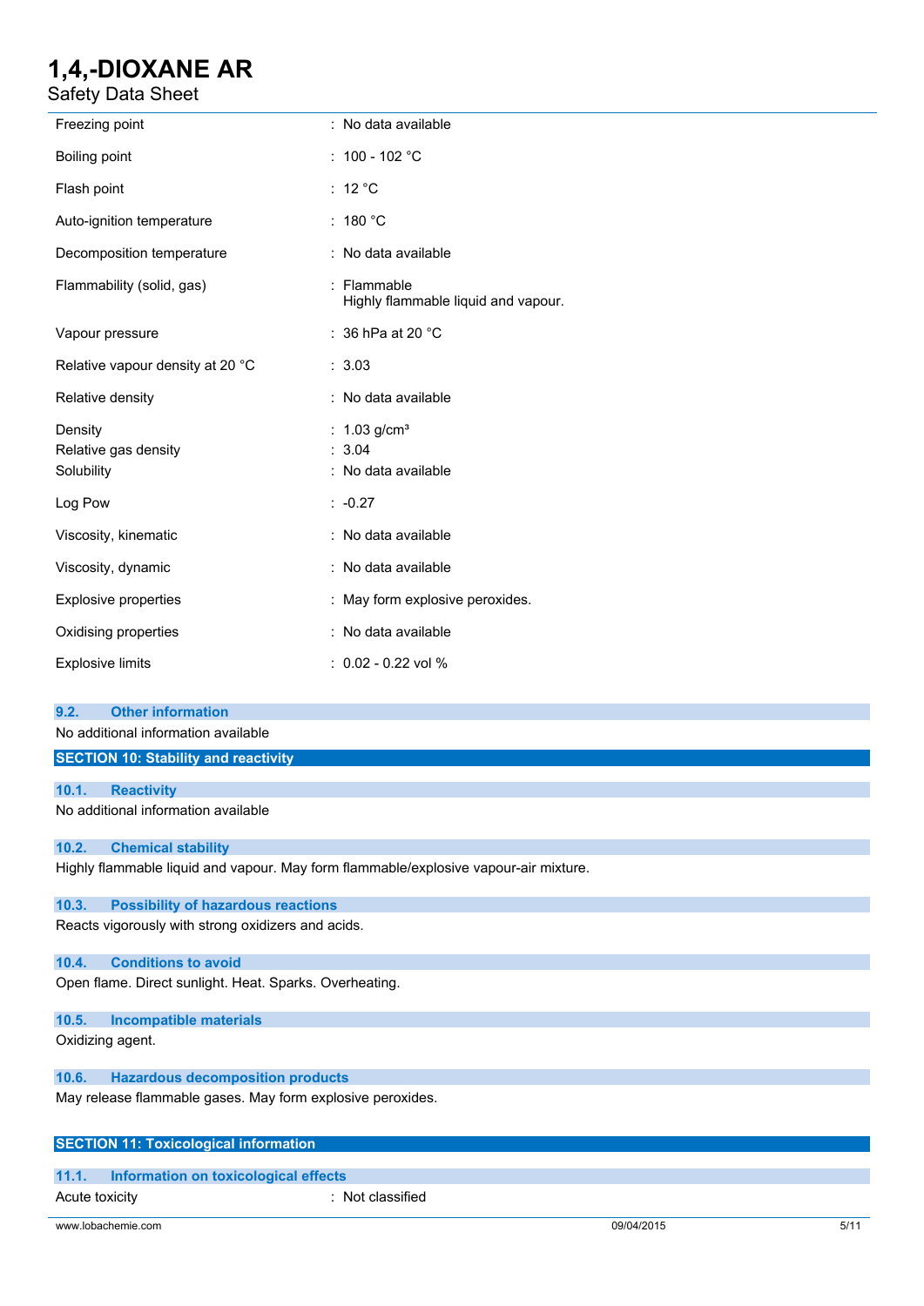| | |
|---|---|
| Freezing point | : No data available |
| Boiling point | : 100 - 102 °C |
| Flash point | : 12 °C |
| Auto-ignition temperature | : 180 °C |
| Decomposition temperature | : No data available |
| Flammability (solid, gas) | : Flammable<br>Highly flammable liquid and vapour. |
| Vapour pressure | : 36 hPa at 20 °C |
| Relative vapour density at 20 °C | : 3.03 |
| Relative density | : No data available |
| Density | : 1.03 g/cm³ |
| Relative gas density | : 3.04 |
| Solubility | : No data available |
| Log Pow | : -0.27 |
| Viscosity, kinematic | : No data available |
| Viscosity, dynamic | : No data available |
| Explosive properties | : May form explosive peroxides. |
| Oxidising properties | : No data available |
| Explosive limits | : 0.02 - 0.22 vol % |

### 9.2. Other information

No additional information available

## SECTION 10: Stability and reactivity

### 10.1. Reactivity

No additional information available

### 10.2. Chemical stability

Highly flammable liquid and vapour. May form flammable/explosive vapour-air mixture.

### 10.3. Possibility of hazardous reactions

Reacts vigorously with strong oxidizers and acids.

### 10.4. Conditions to avoid

Open flame. Direct sunlight. Heat. Sparks. Overheating.

### 10.5. Incompatible materials

Oxidizing agent.

### 10.6. Hazardous decomposition products

May release flammable gases. May form explosive peroxides.

## SECTION 11: Toxicological information

### 11.1. Information on toxicological effects

| | |
|---|---|
| Acute toxicity | : Not classified |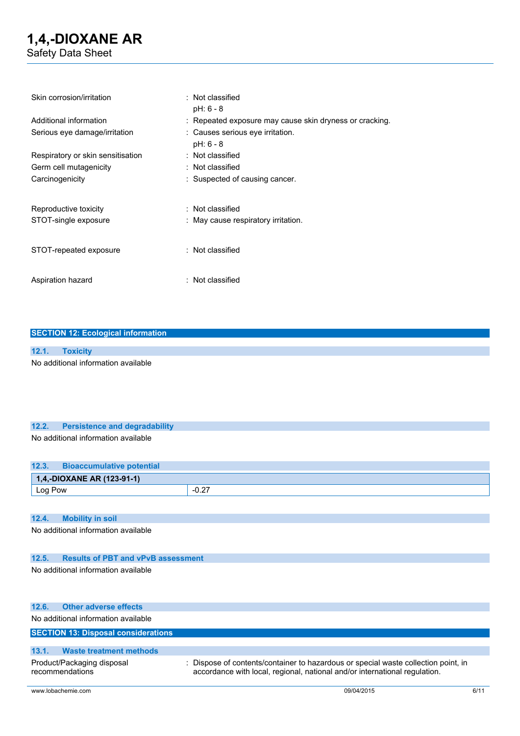| | |
|---|---|
| Skin corrosion/irritation | : Not classified<br>pH: 6 - 8 |
| Additional information | : Repeated exposure may cause skin dryness or cracking. |
| Serious eye damage/irritation | : Causes serious eye irritation.<br>pH: 6 - 8 |
| Respiratory or skin sensitisation | : Not classified |
| Germ cell mutagenicity | : Not classified |
| Carcinogenicity | : Suspected of causing cancer. |
| Reproductive toxicity | : Not classified |
| STOT-single exposure | : May cause respiratory irritation. |
| STOT-repeated exposure | : Not classified |
| Aspiration hazard | : Not classified |

## SECTION 12: Ecological information

### 12.1. Toxicity

No additional information available

### 12.2. Persistence and degradability

No additional information available

### 12.3. Bioaccumulative potential

| 1,4,-DIOXANE AR (123-91-1) | |
|---|---|
| Log Pow | -0.27 |

### 12.4. Mobility in soil

No additional information available

### 12.5. Results of PBT and vPvB assessment

No additional information available

### 12.6. Other adverse effects

No additional information available

## SECTION 13: Disposal considerations

### 13.1. Waste treatment methods

| | |
|---|---|
| Product/Packaging disposal recommendations | : Dispose of contents/container to hazardous or special waste collection point, in accordance with local, regional, national and/or international regulation. |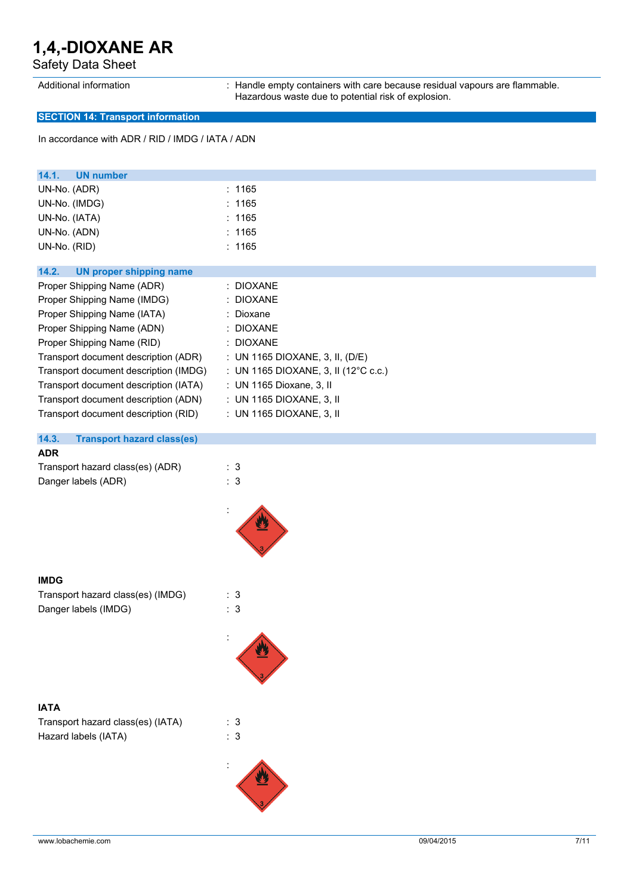| | |
|---|---|
| Additional information | : Handle empty containers with care because residual vapours are flammable. Hazardous waste due to potential risk of explosion. |

## SECTION 14: Transport information

In accordance with ADR / RID / IMDG / IATA / ADN

### 14.1. UN number

| | |
|---|---|
| UN-No. (ADR) | : 1165 |
| UN-No. (IMDG) | : 1165 |
| UN-No. (IATA) | : 1165 |
| UN-No. (ADN) | : 1165 |
| UN-No. (RID) | : 1165 |

### 14.2. UN proper shipping name

| | |
|---|---|
| Proper Shipping Name (ADR) | : DIOXANE |
| Proper Shipping Name (IMDG) | : DIOXANE |
| Proper Shipping Name (IATA) | : Dioxane |
| Proper Shipping Name (ADN) | : DIOXANE |
| Proper Shipping Name (RID) | : DIOXANE |
| Transport document description (ADR) | : UN 1165 DIOXANE, 3, II, (D/E) |
| Transport document description (IMDG) | : UN 1165 DIOXANE, 3, II (12°C c.c.) |
| Transport document description (IATA) | : UN 1165 Dioxane, 3, II |
| Transport document description (ADN) | : UN 1165 DIOXANE, 3, II |
| Transport document description (RID) | : UN 1165 DIOXANE, 3, II |

### 14.3. Transport hazard class(es)

**ADR**

| | |
|---|---|
| Transport hazard class(es) (ADR) | : 3 |
| Danger labels (ADR) | : 3 |

:

**IMDG**

| | |
|---|---|
| Transport hazard class(es) (IMDG) | : 3 |
| Danger labels (IMDG) | : 3 |

:

**IATA**

| | |
|---|---|
| Transport hazard class(es) (IATA) | : 3 |
| Hazard labels (IATA) | : 3 |

: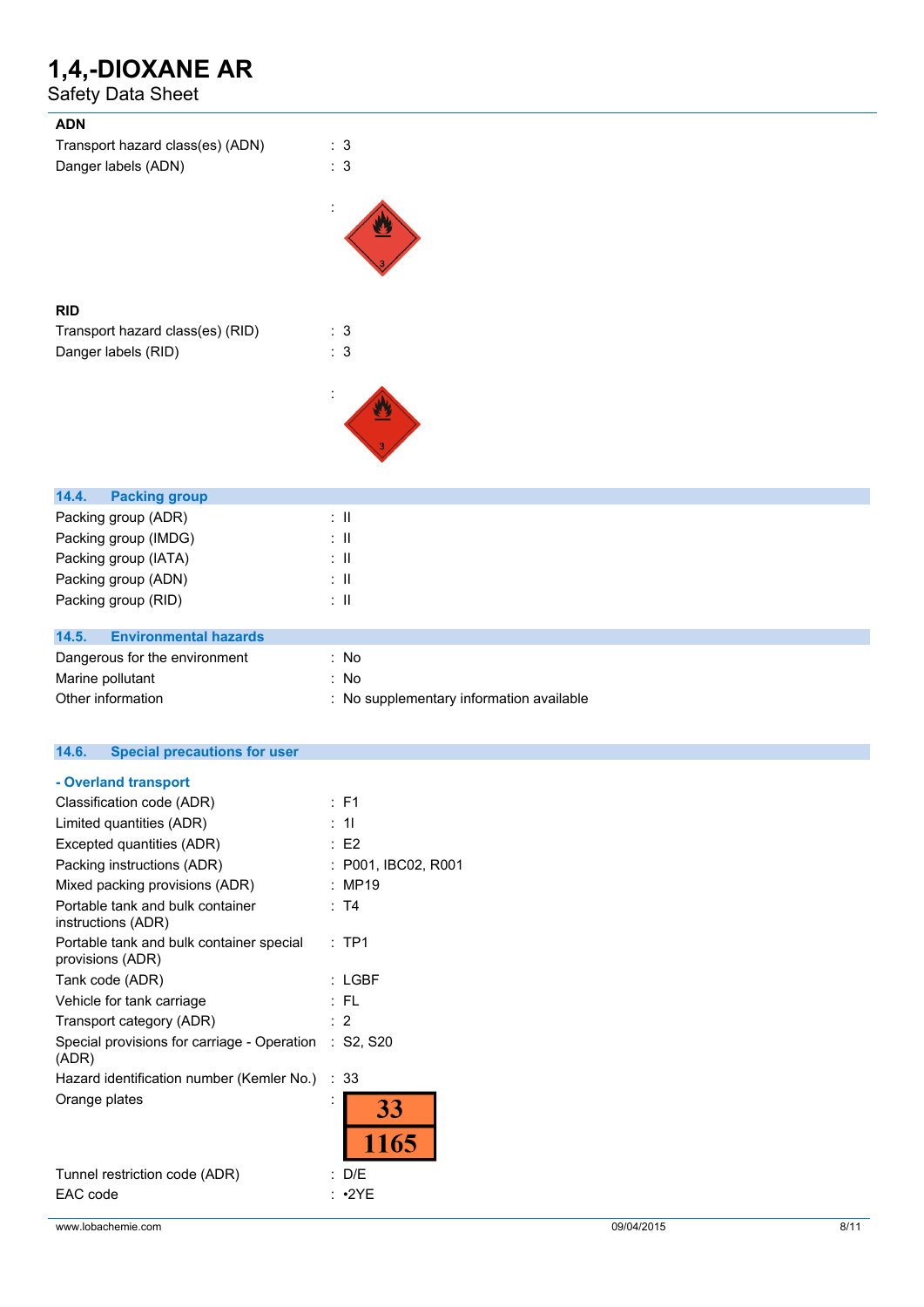**ADN**

| | |
|---|---|
| Transport hazard class(es) (ADN) | : 3 |
| Danger labels (ADN) | : 3 |
| | : |

**RID**

| | |
|---|---|
| Transport hazard class(es) (RID) | : 3 |
| Danger labels (RID) | : 3 |
| | : |

## 14.4. Packing group

| | |
|---|---|
| Packing group (ADR) | : II |
| Packing group (IMDG) | : II |
| Packing group (IATA) | : II |
| Packing group (ADN) | : II |
| Packing group (RID) | : II |

## 14.5. Environmental hazards

| | |
|---|---|
| Dangerous for the environment | : No |
| Marine pollutant | : No |
| Other information | : No supplementary information available |

## 14.6. Special precautions for user

### - Overland transport

| | |
|---|---|
| Classification code (ADR) | : F1 |
| Limited quantities (ADR) | : 1l |
| Excepted quantities (ADR) | : E2 |
| Packing instructions (ADR) | : P001, IBC02, R001 |
| Mixed packing provisions (ADR) | : MP19 |
| Portable tank and bulk container instructions (ADR) | : T4 |
| Portable tank and bulk container special provisions (ADR) | : TP1 |
| Tank code (ADR) | : LGBF |
| Vehicle for tank carriage | : FL |
| Transport category (ADR) | : 2 |
| Special provisions for carriage - Operation (ADR) | : S2, S20 |
| Hazard identification number (Kemler No.) | : 33 |
| Orange plates | : 33 / 1165 |
| Tunnel restriction code (ADR) | : D/E |
| EAC code | : •2YE |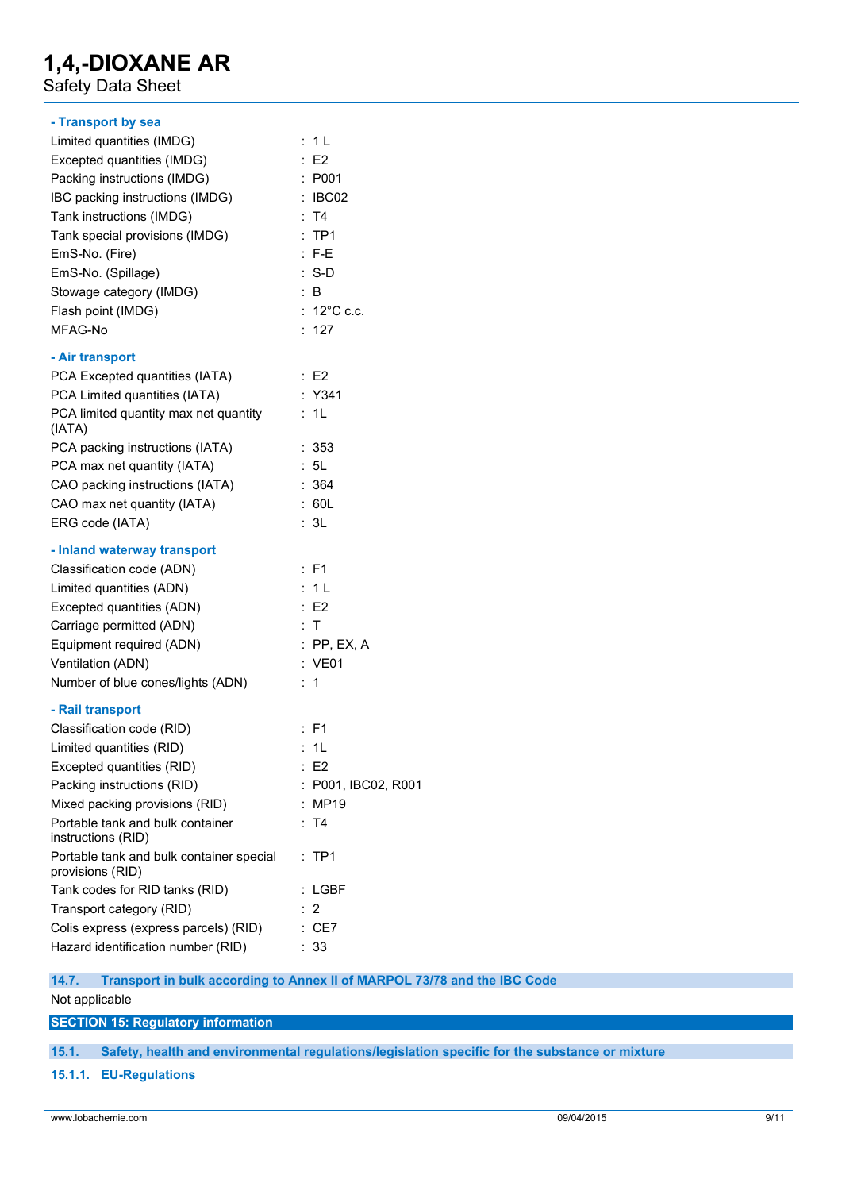**- Transport by sea**

| | |
|---|---|
| Limited quantities (IMDG) | : 1 L |
| Excepted quantities (IMDG) | : E2 |
| Packing instructions (IMDG) | : P001 |
| IBC packing instructions (IMDG) | : IBC02 |
| Tank instructions (IMDG) | : T4 |
| Tank special provisions (IMDG) | : TP1 |
| EmS-No. (Fire) | : F-E |
| EmS-No. (Spillage) | : S-D |
| Stowage category (IMDG) | : B |
| Flash point (IMDG) | : 12°C c.c. |
| MFAG-No | : 127 |

**- Air transport**

| | |
|---|---|
| PCA Excepted quantities (IATA) | : E2 |
| PCA Limited quantities (IATA) | : Y341 |
| PCA limited quantity max net quantity (IATA) | : 1L |
| PCA packing instructions (IATA) | : 353 |
| PCA max net quantity (IATA) | : 5L |
| CAO packing instructions (IATA) | : 364 |
| CAO max net quantity (IATA) | : 60L |
| ERG code (IATA) | : 3L |

**- Inland waterway transport**

| | |
|---|---|
| Classification code (ADN) | : F1 |
| Limited quantities (ADN) | : 1 L |
| Excepted quantities (ADN) | : E2 |
| Carriage permitted (ADN) | : T |
| Equipment required (ADN) | : PP, EX, A |
| Ventilation (ADN) | : VE01 |
| Number of blue cones/lights (ADN) | : 1 |

**- Rail transport**

| | |
|---|---|
| Classification code (RID) | : F1 |
| Limited quantities (RID) | : 1L |
| Excepted quantities (RID) | : E2 |
| Packing instructions (RID) | : P001, IBC02, R001 |
| Mixed packing provisions (RID) | : MP19 |
| Portable tank and bulk container instructions (RID) | : T4 |
| Portable tank and bulk container special provisions (RID) | : TP1 |
| Tank codes for RID tanks (RID) | : LGBF |
| Transport category (RID) | : 2 |
| Colis express (express parcels) (RID) | : CE7 |
| Hazard identification number (RID) | : 33 |

### 14.7. Transport in bulk according to Annex II of MARPOL 73/78 and the IBC Code

Not applicable

## SECTION 15: Regulatory information

### 15.1. Safety, health and environmental regulations/legislation specific for the substance or mixture

#### 15.1.1. EU-Regulations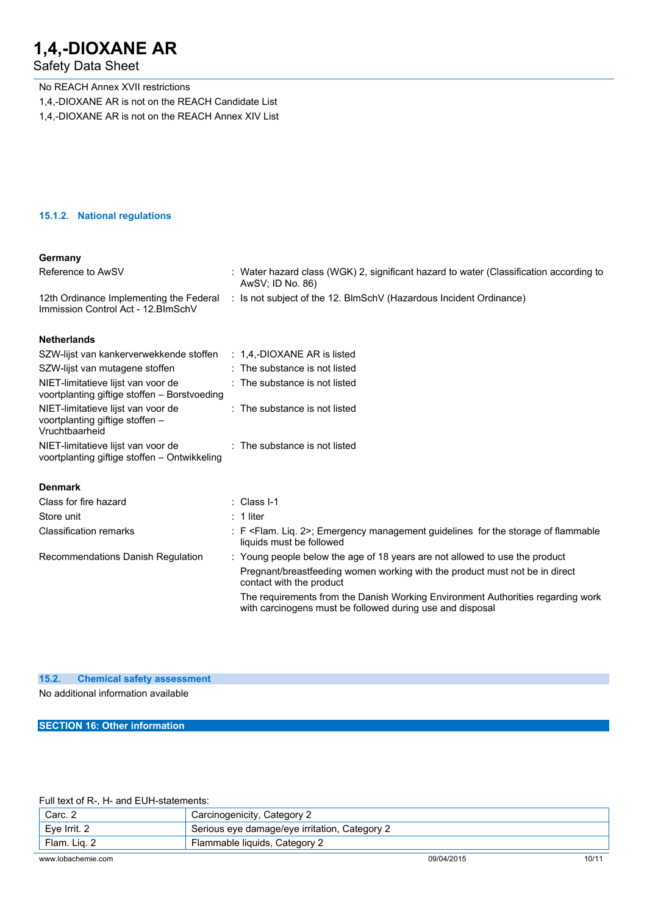No REACH Annex XVII restrictions

1,4,-DIOXANE AR is not on the REACH Candidate List

1,4,-DIOXANE AR is not on the REACH Annex XIV List

#### 15.1.2. National regulations

**Germany**

| | |
|---|---|
| Reference to AwSV | : Water hazard class (WGK) 2, significant hazard to water (Classification according to AwSV; ID No. 86) |
| 12th Ordinance Implementing the Federal Immission Control Act - 12.BImSchV | : Is not subject of the 12. BlmSchV (Hazardous Incident Ordinance) |

**Netherlands**

| | |
|---|---|
| SZW-lijst van kankerverwekkende stoffen | : 1,4,-DIOXANE AR is listed |
| SZW-lijst van mutagene stoffen | : The substance is not listed |
| NIET-limitatieve lijst van voor de voortplanting giftige stoffen – Borstvoeding | : The substance is not listed |
| NIET-limitatieve lijst van voor de voortplanting giftige stoffen – Vruchtbaarheid | : The substance is not listed |
| NIET-limitatieve lijst van voor de voortplanting giftige stoffen – Ontwikkeling | : The substance is not listed |

**Denmark**

| | |
|---|---|
| Class for fire hazard | : Class I-1 |
| Store unit | : 1 liter |
| Classification remarks | : F <Flam. Liq. 2>; Emergency management guidelines for the storage of flammable liquids must be followed |
| Recommendations Danish Regulation | : Young people below the age of 18 years are not allowed to use the product<br>Pregnant/breastfeeding women working with the product must not be in direct contact with the product<br>The requirements from the Danish Working Environment Authorities regarding work with carcinogens must be followed during use and disposal |

### 15.2. Chemical safety assessment

No additional information available

## SECTION 16: Other information

Full text of R-, H- and EUH-statements:

| | |
|---|---|
| Carc. 2 | Carcinogenicity, Category 2 |
| Eye Irrit. 2 | Serious eye damage/eye irritation, Category 2 |
| Flam. Liq. 2 | Flammable liquids, Category 2 |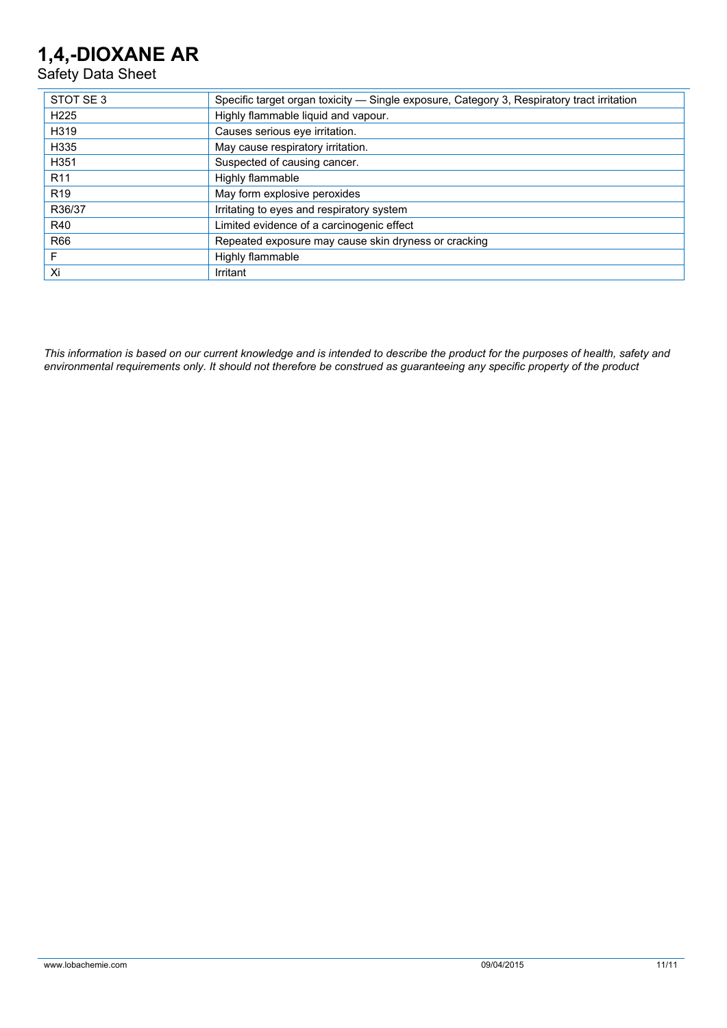| | |
|---|---|
| STOT SE 3 | Specific target organ toxicity — Single exposure, Category 3, Respiratory tract irritation |
| H225 | Highly flammable liquid and vapour. |
| H319 | Causes serious eye irritation. |
| H335 | May cause respiratory irritation. |
| H351 | Suspected of causing cancer. |
| R11 | Highly flammable |
| R19 | May form explosive peroxides |
| R36/37 | Irritating to eyes and respiratory system |
| R40 | Limited evidence of a carcinogenic effect |
| R66 | Repeated exposure may cause skin dryness or cracking |
| F | Highly flammable |
| Xi | Irritant |

*This information is based on our current knowledge and is intended to describe the product for the purposes of health, safety and environmental requirements only. It should not therefore be construed as guaranteeing any specific property of the product*